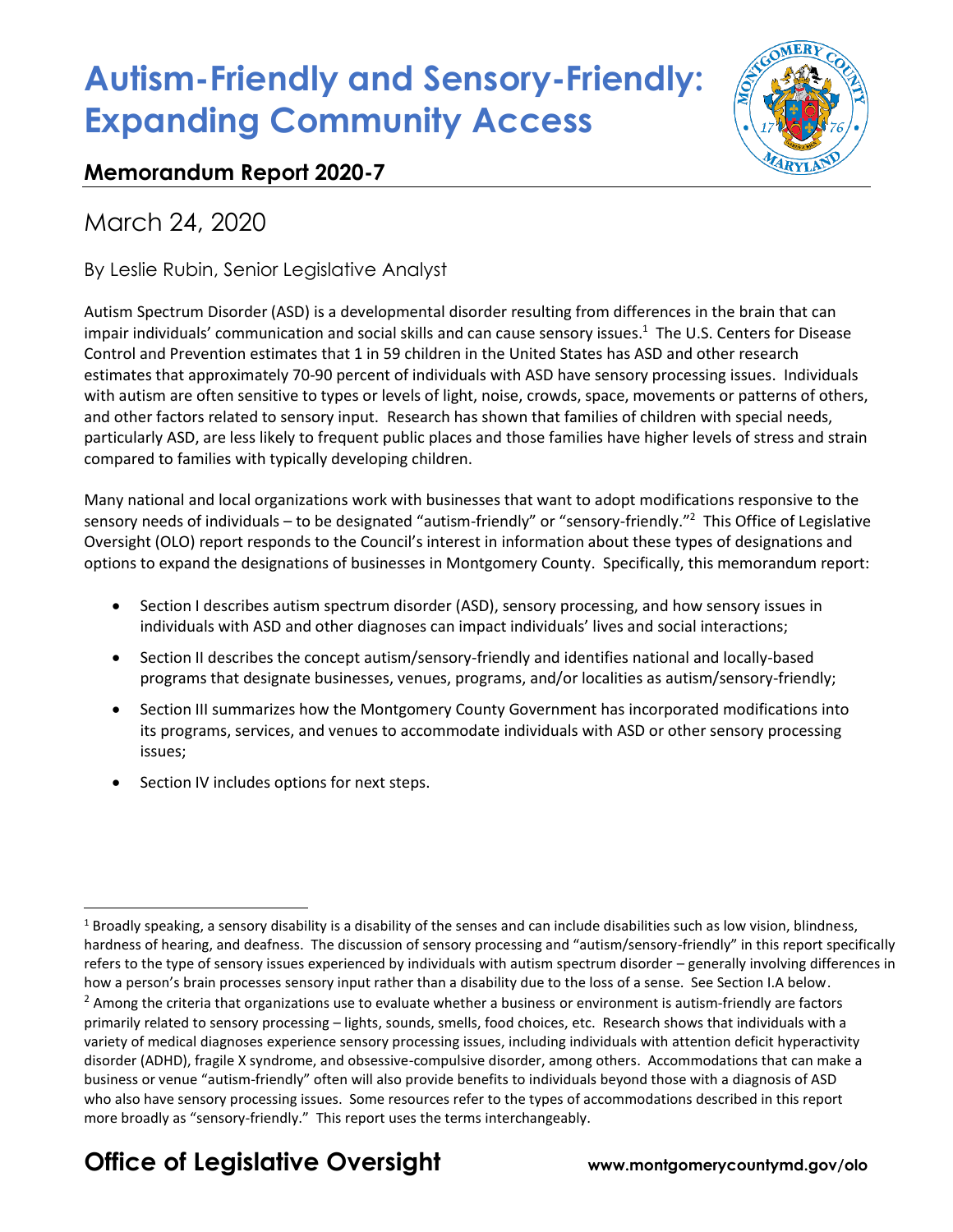# Autism-Friendly and Sensory-Friendly: Expanding Community Access

## Memorandum Report 2020-7

March 24, 2020

By Leslie Rubin, Senior Legislative Analyst

Autism Spectrum Disorder (ASD) is a developmental disorder resulting from differences in the brain that can impair individuals' communication and social skills and can cause sensory issues.[1] The U.S. Centers for Disease Control and Prevention estimates that 1 in 59 children in the United States has ASD and other research estimates that approximately 70-90 percent of individuals with ASD have sensory processing issues. Individuals with autism are often sensitive to types or levels of light, noise, crowds, space, movements or patterns of others, and other factors related to sensory input. Research has shown that families of children with special needs, particularly ASD, are less likely to frequent public places and those families have higher levels of stress and strain compared to families with typically developing children.

Many national and local organizations work with businesses that want to adopt modifications responsive to the sensory needs of individuals – to be designated "autism-friendly" or "sensory-friendly."[2] This Office of Legislative Oversight (OLO) report responds to the Council's interest in information about these types of designations and options to expand the designations of businesses in Montgomery County. Specifically, this memorandum report:

- Section I describes autism spectrum disorder (ASD), sensory processing, and how sensory issues in individuals with ASD and other diagnoses can impact individuals' lives and social interactions;
- Section II describes the concept autism/sensory-friendly and identifies national and locally-based programs that designate businesses, venues, programs, and/or localities as autism/sensory-friendly;
- Section III summarizes how the Montgomery County Government has incorporated modifications into its programs, services, and venues to accommodate individuals with ASD or other sensory processing issues;
- Section IV includes options for next steps.

---

[1] Broadly speaking, a sensory disability is a disability of the senses and can include disabilities such as low vision, blindness, hardness of hearing, and deafness. The discussion of sensory processing and "autism/sensory-friendly" in this report specifically refers to the type of sensory issues experienced by individuals with autism spectrum disorder – generally involving differences in how a person's brain processes sensory input rather than a disability due to the loss of a sense. See Section I.A below.

[2] Among the criteria that organizations use to evaluate whether a business or environment is autism-friendly are factors primarily related to sensory processing – lights, sounds, smells, food choices, etc. Research shows that individuals with a variety of medical diagnoses experience sensory processing issues, including individuals with attention deficit hyperactivity disorder (ADHD), fragile X syndrome, and obsessive-compulsive disorder, among others. Accommodations that can make a business or venue "autism-friendly" often will also provide benefits to individuals beyond those with a diagnosis of ASD who also have sensory processing issues. Some resources refer to the types of accommodations described in this report more broadly as "sensory-friendly." This report uses the terms interchangeably.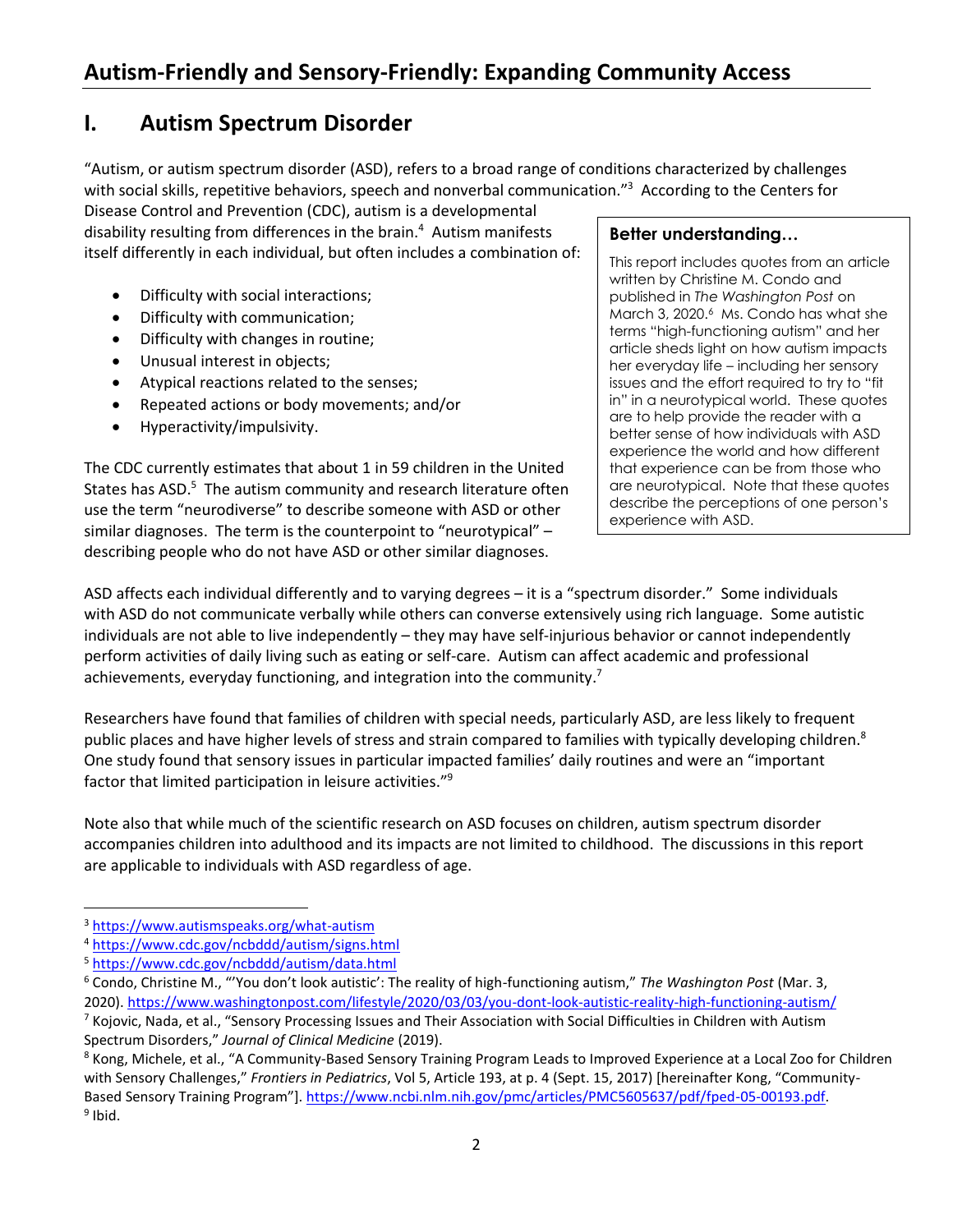# Autism-Friendly and Sensory-Friendly: Expanding Community Access

## I. Autism Spectrum Disorder

"Autism, or autism spectrum disorder (ASD), refers to a broad range of conditions characterized by challenges with social skills, repetitive behaviors, speech and nonverbal communication."[3] According to the Centers for Disease Control and Prevention (CDC), autism is a developmental disability resulting from differences in the brain.[4] Autism manifests itself differently in each individual, but often includes a combination of:

- Difficulty with social interactions;
- Difficulty with communication;
- Difficulty with changes in routine;
- Unusual interest in objects;
- Atypical reactions related to the senses;
- Repeated actions or body movements; and/or
- Hyperactivity/impulsivity.

The CDC currently estimates that about 1 in 59 children in the United States has ASD.[5] The autism community and research literature often use the term "neurodiverse" to describe someone with ASD or other similar diagnoses. The term is the counterpoint to "neurotypical" – describing people who do not have ASD or other similar diagnoses.

> **Better understanding…**
>
> This report includes quotes from an article written by Christine M. Condo and published in *The Washington Post* on March 3, 2020.[6] Ms. Condo has what she terms "high-functioning autism" and her article sheds light on how autism impacts her everyday life – including her sensory issues and the effort required to try to "fit in" in a neurotypical world. These quotes are to help provide the reader with a better sense of how individuals with ASD experience the world and how different that experience can be from those who are neurotypical. Note that these quotes describe the perceptions of one person's experience with ASD.

ASD affects each individual differently and to varying degrees – it is a "spectrum disorder." Some individuals with ASD do not communicate verbally while others can converse extensively using rich language. Some autistic individuals are not able to live independently – they may have self-injurious behavior or cannot independently perform activities of daily living such as eating or self-care. Autism can affect academic and professional achievements, everyday functioning, and integration into the community.[7]

Researchers have found that families of children with special needs, particularly ASD, are less likely to frequent public places and have higher levels of stress and strain compared to families with typically developing children.[8] One study found that sensory issues in particular impacted families' daily routines and were an "important factor that limited participation in leisure activities."[9]

Note also that while much of the scientific research on ASD focuses on children, autism spectrum disorder accompanies children into adulthood and its impacts are not limited to childhood. The discussions in this report are applicable to individuals with ASD regardless of age.

---

[3] https://www.autismspeaks.org/what-autism

[4] https://www.cdc.gov/ncbddd/autism/signs.html

[5] https://www.cdc.gov/ncbddd/autism/data.html

[6] Condo, Christine M., "'You don't look autistic': The reality of high-functioning autism," *The Washington Post* (Mar. 3, 2020). https://www.washingtonpost.com/lifestyle/2020/03/03/you-dont-look-autistic-reality-high-functioning-autism/

[7] Kojovic, Nada, et al., "Sensory Processing Issues and Their Association with Social Difficulties in Children with Autism Spectrum Disorders," *Journal of Clinical Medicine* (2019).

[8] Kong, Michele, et al., "A Community-Based Sensory Training Program Leads to Improved Experience at a Local Zoo for Children with Sensory Challenges," *Frontiers in Pediatrics*, Vol 5, Article 193, at p. 4 (Sept. 15, 2017) [hereinafter Kong, "Community-Based Sensory Training Program"]. https://www.ncbi.nlm.nih.gov/pmc/articles/PMC5605637/pdf/fped-05-00193.pdf.

[9] Ibid.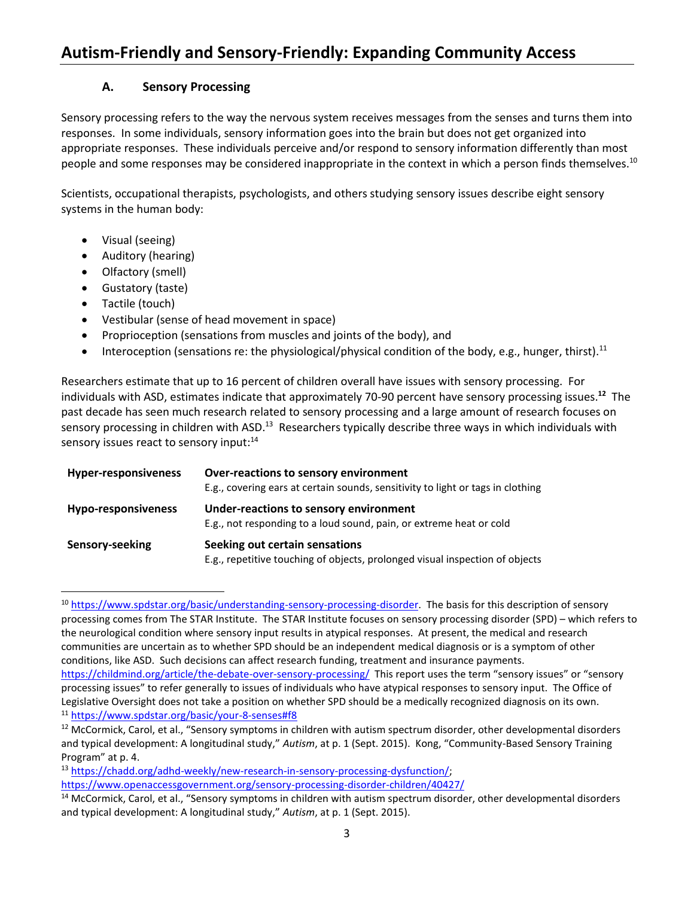### A. Sensory Processing

Sensory processing refers to the way the nervous system receives messages from the senses and turns them into responses. In some individuals, sensory information goes into the brain but does not get organized into appropriate responses. These individuals perceive and/or respond to sensory information differently than most people and some responses may be considered inappropriate in the context in which a person finds themselves.[10]

Scientists, occupational therapists, psychologists, and others studying sensory issues describe eight sensory systems in the human body:

- Visual (seeing)
- Auditory (hearing)
- Olfactory (smell)
- Gustatory (taste)
- Tactile (touch)
- Vestibular (sense of head movement in space)
- Proprioception (sensations from muscles and joints of the body), and
- Interoception (sensations re: the physiological/physical condition of the body, e.g., hunger, thirst).[11]

Researchers estimate that up to 16 percent of children overall have issues with sensory processing. For individuals with ASD, estimates indicate that approximately 70-90 percent have sensory processing issues.[12] The past decade has seen much research related to sensory processing and a large amount of research focuses on sensory processing in children with ASD.[13] Researchers typically describe three ways in which individuals with sensory issues react to sensory input:[14]

| | |
|---|---|
| **Hyper-responsiveness** | **Over-reactions to sensory environment**<br>E.g., covering ears at certain sounds, sensitivity to light or tags in clothing |
| **Hypo-responsiveness** | **Under-reactions to sensory environment**<br>E.g., not responding to a loud sound, pain, or extreme heat or cold |
| **Sensory-seeking** | **Seeking out certain sensations**<br>E.g., repetitive touching of objects, prolonged visual inspection of objects |

---

[10] https://www.spdstar.org/basic/understanding-sensory-processing-disorder. The basis for this description of sensory processing comes from The STAR Institute. The STAR Institute focuses on sensory processing disorder (SPD) – which refers to the neurological condition where sensory input results in atypical responses. At present, the medical and research communities are uncertain as to whether SPD should be an independent medical diagnosis or is a symptom of other conditions, like ASD. Such decisions can affect research funding, treatment and insurance payments. https://childmind.org/article/the-debate-over-sensory-processing/ This report uses the term "sensory issues" or "sensory processing issues" to refer generally to issues of individuals who have atypical responses to sensory input. The Office of Legislative Oversight does not take a position on whether SPD should be a medically recognized diagnosis on its own.

[11] https://www.spdstar.org/basic/your-8-senses#f8

[12] McCormick, Carol, et al., "Sensory symptoms in children with autism spectrum disorder, other developmental disorders and typical development: A longitudinal study," *Autism*, at p. 1 (Sept. 2015). Kong, "Community-Based Sensory Training Program" at p. 4.

[13] https://chadd.org/adhd-weekly/new-research-in-sensory-processing-dysfunction/; https://www.openaccessgovernment.org/sensory-processing-disorder-children/40427/

[14] McCormick, Carol, et al., "Sensory symptoms in children with autism spectrum disorder, other developmental disorders and typical development: A longitudinal study," *Autism*, at p. 1 (Sept. 2015).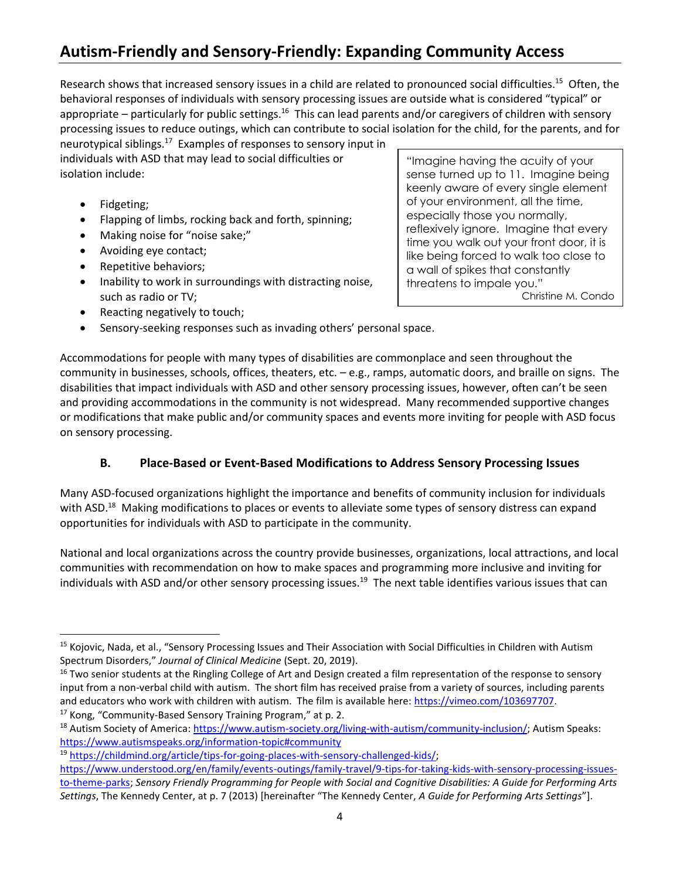## Autism-Friendly and Sensory-Friendly: Expanding Community Access

Research shows that increased sensory issues in a child are related to pronounced social difficulties.[15] Often, the behavioral responses of individuals with sensory processing issues are outside what is considered "typical" or appropriate – particularly for public settings.[16] This can lead parents and/or caregivers of children with sensory processing issues to reduce outings, which can contribute to social isolation for the child, for the parents, and for neurotypical siblings.[17] Examples of responses to sensory input in individuals with ASD that may lead to social difficulties or isolation include:

> "Imagine having the acuity of your sense turned up to 11. Imagine being keenly aware of every single element of your environment, all the time, especially those you normally, reflexively ignore. Imagine that every time you walk out your front door, it is like being forced to walk too close to a wall of spikes that constantly threatens to impale you."
>
> Christine M. Condo

- Fidgeting;
- Flapping of limbs, rocking back and forth, spinning;
- Making noise for "noise sake;"
- Avoiding eye contact;
- Repetitive behaviors;
- Inability to work in surroundings with distracting noise, such as radio or TV;
- Reacting negatively to touch;
- Sensory-seeking responses such as invading others' personal space.

Accommodations for people with many types of disabilities are commonplace and seen throughout the community in businesses, schools, offices, theaters, etc. – e.g., ramps, automatic doors, and braille on signs. The disabilities that impact individuals with ASD and other sensory processing issues, however, often can't be seen and providing accommodations in the community is not widespread. Many recommended supportive changes or modifications that make public and/or community spaces and events more inviting for people with ASD focus on sensory processing.

### B. Place-Based or Event-Based Modifications to Address Sensory Processing Issues

Many ASD-focused organizations highlight the importance and benefits of community inclusion for individuals with ASD.[18] Making modifications to places or events to alleviate some types of sensory distress can expand opportunities for individuals with ASD to participate in the community.

National and local organizations across the country provide businesses, organizations, local attractions, and local communities with recommendation on how to make spaces and programming more inclusive and inviting for individuals with ASD and/or other sensory processing issues.[19] The next table identifies various issues that can

---

[15] Kojovic, Nada, et al., "Sensory Processing Issues and Their Association with Social Difficulties in Children with Autism Spectrum Disorders," *Journal of Clinical Medicine* (Sept. 20, 2019).

[16] Two senior students at the Ringling College of Art and Design created a film representation of the response to sensory input from a non-verbal child with autism. The short film has received praise from a variety of sources, including parents and educators who work with children with autism. The film is available here: https://vimeo.com/103697707.

[17] Kong, "Community-Based Sensory Training Program," at p. 2.

[18] Autism Society of America: https://www.autism-society.org/living-with-autism/community-inclusion/; Autism Speaks: https://www.autismspeaks.org/information-topic#community

[19] https://childmind.org/article/tips-for-going-places-with-sensory-challenged-kids/; https://www.understood.org/en/family/events-outings/family-travel/9-tips-for-taking-kids-with-sensory-processing-issues-to-theme-parks; *Sensory Friendly Programming for People with Social and Cognitive Disabilities: A Guide for Performing Arts Settings*, The Kennedy Center, at p. 7 (2013) [hereinafter "The Kennedy Center, *A Guide for Performing Arts Settings*"].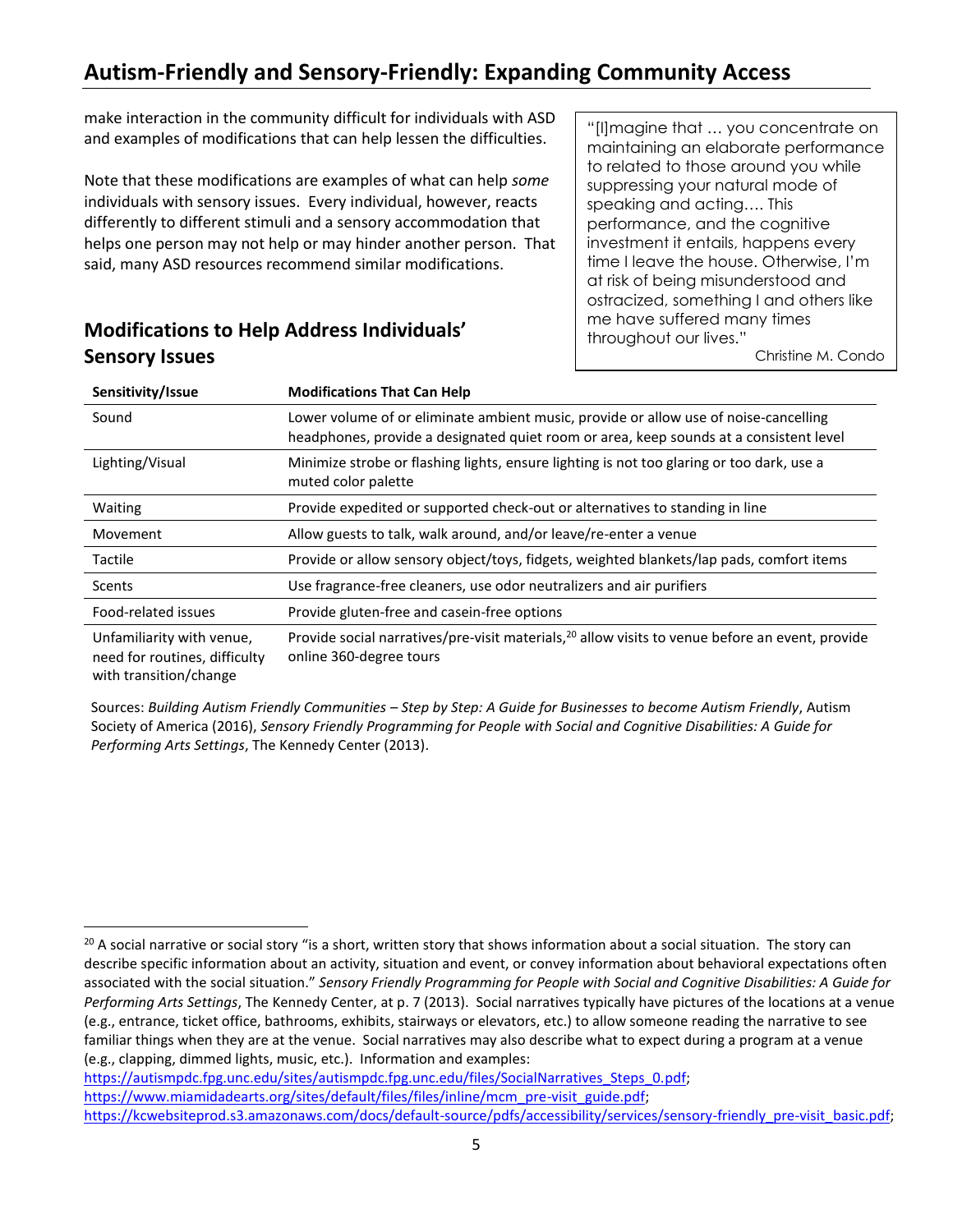make interaction in the community difficult for individuals with ASD and examples of modifications that can help lessen the difficulties.

Note that these modifications are examples of what can help *some* individuals with sensory issues. Every individual, however, reacts differently to different stimuli and a sensory accommodation that helps one person may not help or may hinder another person. That said, many ASD resources recommend similar modifications.

> "[I]magine that … you concentrate on maintaining an elaborate performance to related to those around you while suppressing your natural mode of speaking and acting…. This performance, and the cognitive investment it entails, happens every time I leave the house. Otherwise, I'm at risk of being misunderstood and ostracized, something I and others like me have suffered many times throughout our lives."
>
> Christine M. Condo

## Modifications to Help Address Individuals' Sensory Issues

| Sensitivity/Issue | Modifications That Can Help |
|---|---|
| Sound | Lower volume of or eliminate ambient music, provide or allow use of noise-cancelling headphones, provide a designated quiet room or area, keep sounds at a consistent level |
| Lighting/Visual | Minimize strobe or flashing lights, ensure lighting is not too glaring or too dark, use a muted color palette |
| Waiting | Provide expedited or supported check-out or alternatives to standing in line |
| Movement | Allow guests to talk, walk around, and/or leave/re-enter a venue |
| Tactile | Provide or allow sensory object/toys, fidgets, weighted blankets/lap pads, comfort items |
| Scents | Use fragrance-free cleaners, use odor neutralizers and air purifiers |
| Food-related issues | Provide gluten-free and casein-free options |
| Unfamiliarity with venue, need for routines, difficulty with transition/change | Provide social narratives/pre-visit materials,[20] allow visits to venue before an event, provide online 360-degree tours |

Sources: *Building Autism Friendly Communities – Step by Step: A Guide for Businesses to become Autism Friendly*, Autism Society of America (2016), *Sensory Friendly Programming for People with Social and Cognitive Disabilities: A Guide for Performing Arts Settings*, The Kennedy Center (2013).

---

[20] A social narrative or social story "is a short, written story that shows information about a social situation. The story can describe specific information about an activity, situation and event, or convey information about behavioral expectations often associated with the social situation." *Sensory Friendly Programming for People with Social and Cognitive Disabilities: A Guide for Performing Arts Settings*, The Kennedy Center, at p. 7 (2013). Social narratives typically have pictures of the locations at a venue (e.g., entrance, ticket office, bathrooms, exhibits, stairways or elevators, etc.) to allow someone reading the narrative to see familiar things when they are at the venue. Social narratives may also describe what to expect during a program at a venue (e.g., clapping, dimmed lights, music, etc.). Information and examples: https://autismpdc.fpg.unc.edu/sites/autismpdc.fpg.unc.edu/files/SocialNarratives_Steps_0.pdf; https://www.miamidadearts.org/sites/default/files/files/inline/mcm_pre-visit_guide.pdf; https://kcwebsiteprod.s3.amazonaws.com/docs/default-source/pdfs/accessibility/services/sensory-friendly_pre-visit_basic.pdf;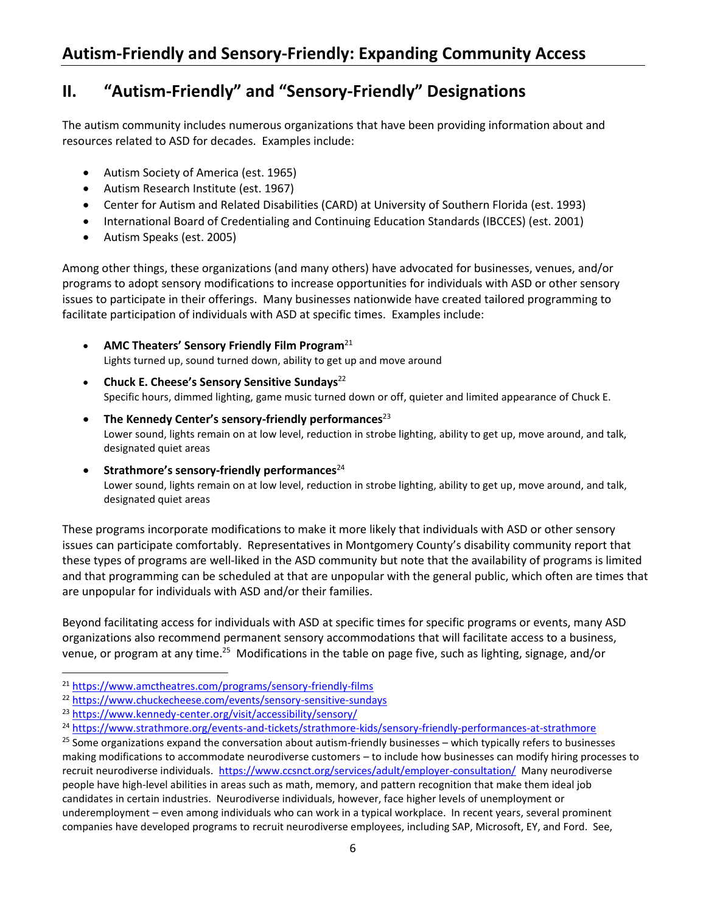## II. "Autism-Friendly" and "Sensory-Friendly" Designations

The autism community includes numerous organizations that have been providing information about and resources related to ASD for decades. Examples include:

- Autism Society of America (est. 1965)
- Autism Research Institute (est. 1967)
- Center for Autism and Related Disabilities (CARD) at University of Southern Florida (est. 1993)
- International Board of Credentialing and Continuing Education Standards (IBCCES) (est. 2001)
- Autism Speaks (est. 2005)

Among other things, these organizations (and many others) have advocated for businesses, venues, and/or programs to adopt sensory modifications to increase opportunities for individuals with ASD or other sensory issues to participate in their offerings. Many businesses nationwide have created tailored programming to facilitate participation of individuals with ASD at specific times. Examples include:

- **AMC Theaters' Sensory Friendly Film Program**[21]
  Lights turned up, sound turned down, ability to get up and move around
- **Chuck E. Cheese's Sensory Sensitive Sundays**[22]
  Specific hours, dimmed lighting, game music turned down or off, quieter and limited appearance of Chuck E.
- **The Kennedy Center's sensory-friendly performances**[23]
  Lower sound, lights remain on at low level, reduction in strobe lighting, ability to get up, move around, and talk, designated quiet areas
- **Strathmore's sensory-friendly performances**[24]
  Lower sound, lights remain on at low level, reduction in strobe lighting, ability to get up, move around, and talk, designated quiet areas

These programs incorporate modifications to make it more likely that individuals with ASD or other sensory issues can participate comfortably. Representatives in Montgomery County's disability community report that these types of programs are well-liked in the ASD community but note that the availability of programs is limited and that programming can be scheduled at that are unpopular with the general public, which often are times that are unpopular for individuals with ASD and/or their families.

Beyond facilitating access for individuals with ASD at specific times for specific programs or events, many ASD organizations also recommend permanent sensory accommodations that will facilitate access to a business, venue, or program at any time.[25] Modifications in the table on page five, such as lighting, signage, and/or

---

[21] https://www.amctheatres.com/programs/sensory-friendly-films

[22] https://www.chuckecheese.com/events/sensory-sensitive-sundays

[23] https://www.kennedy-center.org/visit/accessibility/sensory/

[24] https://www.strathmore.org/events-and-tickets/strathmore-kids/sensory-friendly-performances-at-strathmore

[25] Some organizations expand the conversation about autism-friendly businesses – which typically refers to businesses making modifications to accommodate neurodiverse customers – to include how businesses can modify hiring processes to recruit neurodiverse individuals. https://www.ccsnct.org/services/adult/employer-consultation/ Many neurodiverse people have high-level abilities in areas such as math, memory, and pattern recognition that make them ideal job candidates in certain industries. Neurodiverse individuals, however, face higher levels of unemployment or underemployment – even among individuals who can work in a typical workplace. In recent years, several prominent companies have developed programs to recruit neurodiverse employees, including SAP, Microsoft, EY, and Ford. See,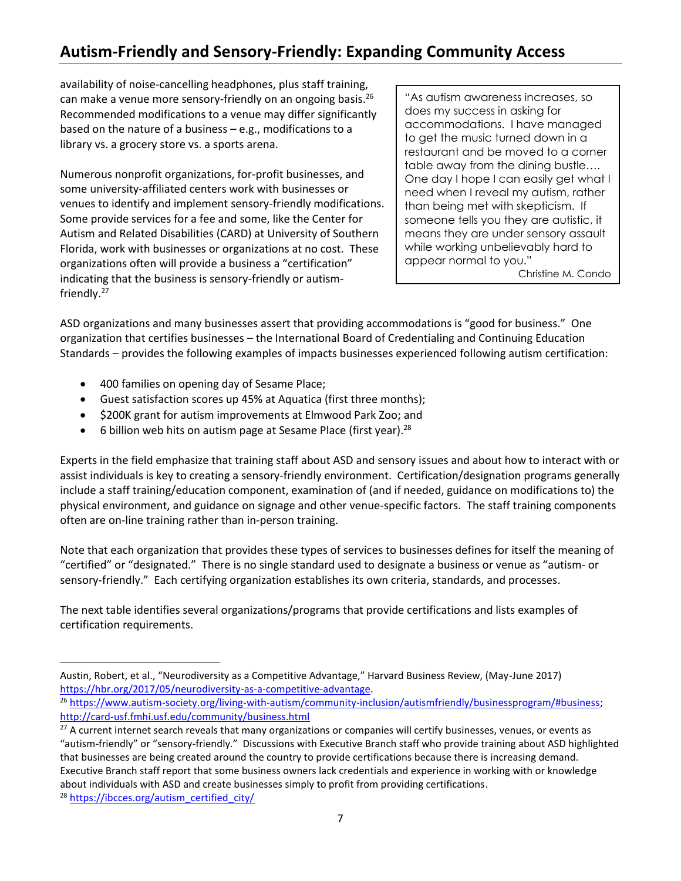# Autism-Friendly and Sensory-Friendly: Expanding Community Access

availability of noise-cancelling headphones, plus staff training, can make a venue more sensory-friendly on an ongoing basis.[26] Recommended modifications to a venue may differ significantly based on the nature of a business – e.g., modifications to a library vs. a grocery store vs. a sports arena.

Numerous nonprofit organizations, for-profit businesses, and some university-affiliated centers work with businesses or venues to identify and implement sensory-friendly modifications. Some provide services for a fee and some, like the Center for Autism and Related Disabilities (CARD) at University of Southern Florida, work with businesses or organizations at no cost. These organizations often will provide a business a "certification" indicating that the business is sensory-friendly or autism-friendly.[27]

> "As autism awareness increases, so does my success in asking for accommodations. I have managed to get the music turned down in a restaurant and be moved to a corner table away from the dining bustle…. One day I hope I can easily get what I need when I reveal my autism, rather than being met with skepticism. If someone tells you they are autistic, it means they are under sensory assault while working unbelievably hard to appear normal to you."
>
> Christine M. Condo

ASD organizations and many businesses assert that providing accommodations is "good for business." One organization that certifies businesses – the International Board of Credentialing and Continuing Education Standards – provides the following examples of impacts businesses experienced following autism certification:

- 400 families on opening day of Sesame Place;
- Guest satisfaction scores up 45% at Aquatica (first three months);
- $200K grant for autism improvements at Elmwood Park Zoo; and
- 6 billion web hits on autism page at Sesame Place (first year).[28]

Experts in the field emphasize that training staff about ASD and sensory issues and about how to interact with or assist individuals is key to creating a sensory-friendly environment. Certification/designation programs generally include a staff training/education component, examination of (and if needed, guidance on modifications to) the physical environment, and guidance on signage and other venue-specific factors. The staff training components often are on-line training rather than in-person training.

Note that each organization that provides these types of services to businesses defines for itself the meaning of "certified" or "designated." There is no single standard used to designate a business or venue as "autism- or sensory-friendly." Each certifying organization establishes its own criteria, standards, and processes.

The next table identifies several organizations/programs that provide certifications and lists examples of certification requirements.

---

Austin, Robert, et al., "Neurodiversity as a Competitive Advantage," Harvard Business Review, (May-June 2017) https://hbr.org/2017/05/neurodiversity-as-a-competitive-advantage.

[26] https://www.autism-society.org/living-with-autism/community-inclusion/autismfriendly/businessprogram/#business; http://card-usf.fmhi.usf.edu/community/business.html

[27] A current internet search reveals that many organizations or companies will certify businesses, venues, or events as "autism-friendly" or "sensory-friendly." Discussions with Executive Branch staff who provide training about ASD highlighted that businesses are being created around the country to provide certifications because there is increasing demand. Executive Branch staff report that some business owners lack credentials and experience in working with or knowledge about individuals with ASD and create businesses simply to profit from providing certifications.

[28] https://ibcces.org/autism_certified_city/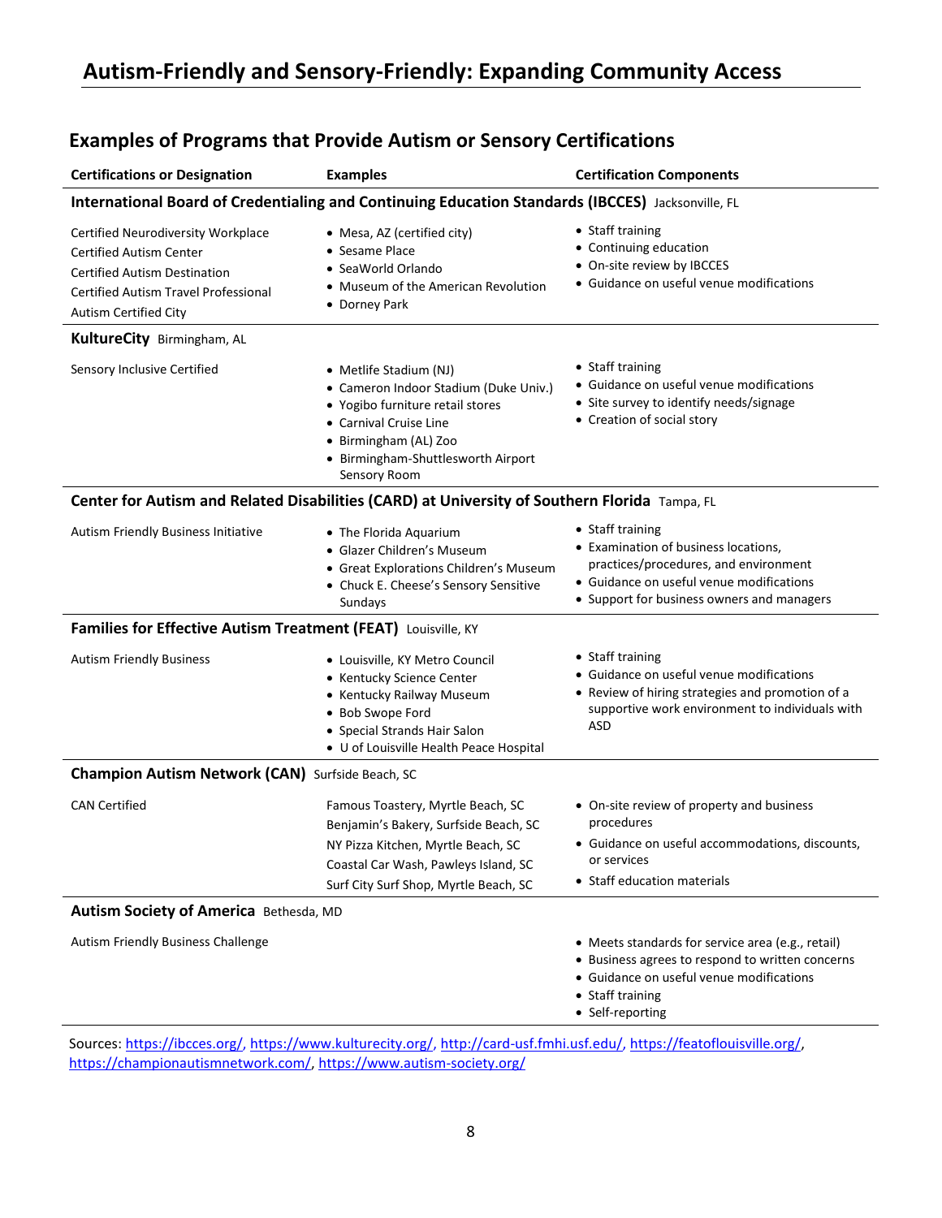# Autism-Friendly and Sensory-Friendly: Expanding Community Access

## Examples of Programs that Provide Autism or Sensory Certifications

| Certifications or Designation | Examples | Certification Components |
|---|---|---|
| **International Board of Credentialing and Continuing Education Standards (IBCCES)** Jacksonville, FL | | |
| Certified Neurodiversity Workplace<br>Certified Autism Center<br>Certified Autism Destination<br>Certified Autism Travel Professional<br>Autism Certified City | • Mesa, AZ (certified city)<br>• Sesame Place<br>• SeaWorld Orlando<br>• Museum of the American Revolution<br>• Dorney Park | • Staff training<br>• Continuing education<br>• On-site review by IBCCES<br>• Guidance on useful venue modifications |
| **KultureCity** Birmingham, AL | | |
| Sensory Inclusive Certified | • Metlife Stadium (NJ)<br>• Cameron Indoor Stadium (Duke Univ.)<br>• Yogibo furniture retail stores<br>• Carnival Cruise Line<br>• Birmingham (AL) Zoo<br>• Birmingham-Shuttlesworth Airport Sensory Room | • Staff training<br>• Guidance on useful venue modifications<br>• Site survey to identify needs/signage<br>• Creation of social story |
| **Center for Autism and Related Disabilities (CARD) at University of Southern Florida** Tampa, FL | | |
| Autism Friendly Business Initiative | • The Florida Aquarium<br>• Glazer Children's Museum<br>• Great Explorations Children's Museum<br>• Chuck E. Cheese's Sensory Sensitive Sundays | • Staff training<br>• Examination of business locations, practices/procedures, and environment<br>• Guidance on useful venue modifications<br>• Support for business owners and managers |
| **Families for Effective Autism Treatment (FEAT)** Louisville, KY | | |
| Autism Friendly Business | • Louisville, KY Metro Council<br>• Kentucky Science Center<br>• Kentucky Railway Museum<br>• Bob Swope Ford<br>• Special Strands Hair Salon<br>• U of Louisville Health Peace Hospital | • Staff training<br>• Guidance on useful venue modifications<br>• Review of hiring strategies and promotion of a supportive work environment to individuals with ASD |
| **Champion Autism Network (CAN)** Surfside Beach, SC | | |
| CAN Certified | Famous Toastery, Myrtle Beach, SC<br>Benjamin's Bakery, Surfside Beach, SC<br>NY Pizza Kitchen, Myrtle Beach, SC<br>Coastal Car Wash, Pawleys Island, SC<br>Surf City Surf Shop, Myrtle Beach, SC | • On-site review of property and business procedures<br>• Guidance on useful accommodations, discounts, or services<br>• Staff education materials |
| **Autism Society of America** Bethesda, MD | | |
| Autism Friendly Business Challenge | | • Meets standards for service area (e.g., retail)<br>• Business agrees to respond to written concerns<br>• Guidance on useful venue modifications<br>• Staff training<br>• Self-reporting |

Sources: https://ibcces.org/, https://www.kulturecity.org/, http://card-usf.fmhi.usf.edu/, https://featoflouisville.org/, https://championautismnetwork.com/, https://www.autism-society.org/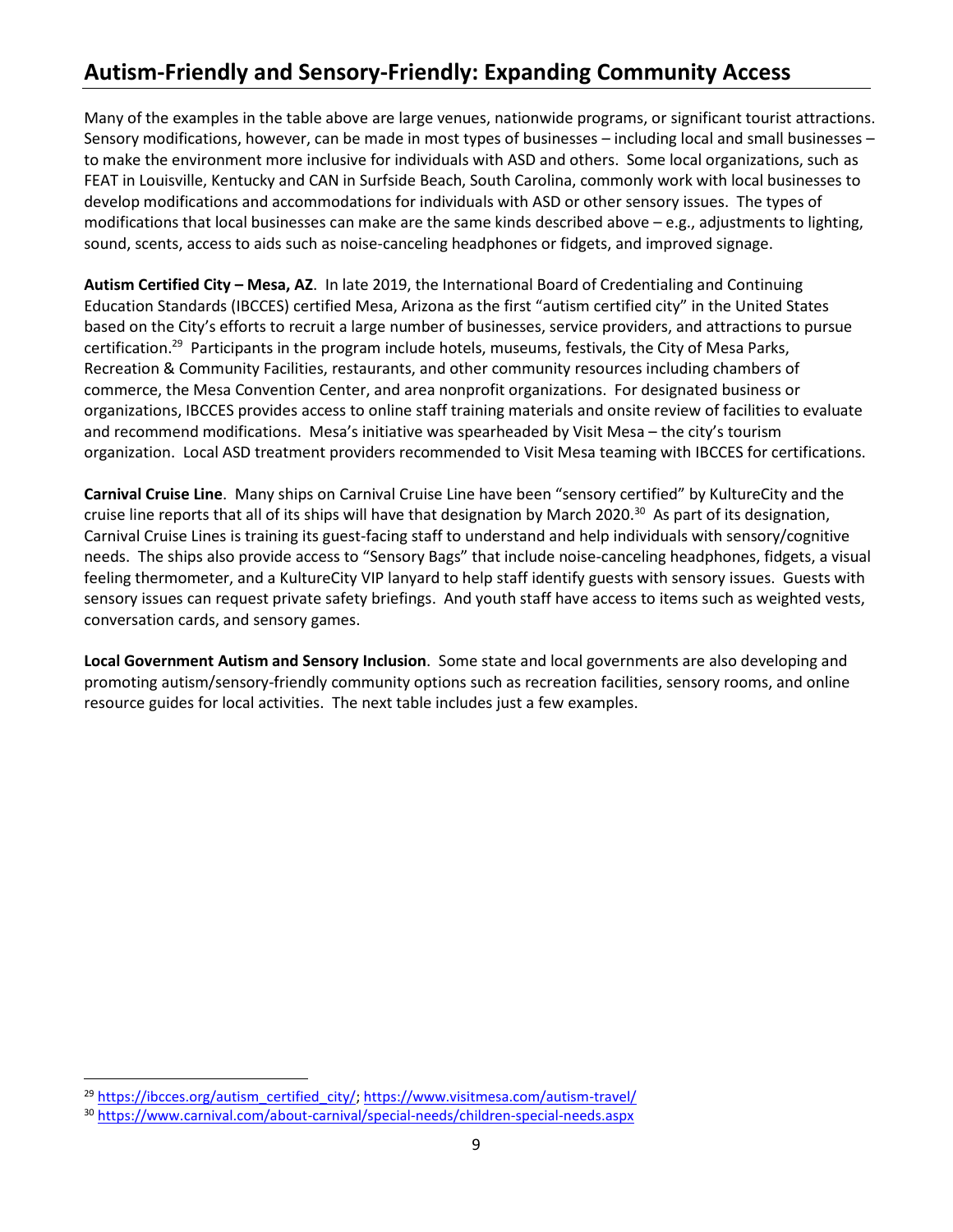## Autism-Friendly and Sensory-Friendly: Expanding Community Access

Many of the examples in the table above are large venues, nationwide programs, or significant tourist attractions. Sensory modifications, however, can be made in most types of businesses – including local and small businesses – to make the environment more inclusive for individuals with ASD and others. Some local organizations, such as FEAT in Louisville, Kentucky and CAN in Surfside Beach, South Carolina, commonly work with local businesses to develop modifications and accommodations for individuals with ASD or other sensory issues. The types of modifications that local businesses can make are the same kinds described above – e.g., adjustments to lighting, sound, scents, access to aids such as noise-canceling headphones or fidgets, and improved signage.

**Autism Certified City – Mesa, AZ**. In late 2019, the International Board of Credentialing and Continuing Education Standards (IBCCES) certified Mesa, Arizona as the first "autism certified city" in the United States based on the City's efforts to recruit a large number of businesses, service providers, and attractions to pursue certification.[29] Participants in the program include hotels, museums, festivals, the City of Mesa Parks, Recreation & Community Facilities, restaurants, and other community resources including chambers of commerce, the Mesa Convention Center, and area nonprofit organizations. For designated business or organizations, IBCCES provides access to online staff training materials and onsite review of facilities to evaluate and recommend modifications. Mesa's initiative was spearheaded by Visit Mesa – the city's tourism organization. Local ASD treatment providers recommended to Visit Mesa teaming with IBCCES for certifications.

**Carnival Cruise Line**. Many ships on Carnival Cruise Line have been "sensory certified" by KultureCity and the cruise line reports that all of its ships will have that designation by March 2020.[30] As part of its designation, Carnival Cruise Lines is training its guest-facing staff to understand and help individuals with sensory/cognitive needs. The ships also provide access to "Sensory Bags" that include noise-canceling headphones, fidgets, a visual feeling thermometer, and a KultureCity VIP lanyard to help staff identify guests with sensory issues. Guests with sensory issues can request private safety briefings. And youth staff have access to items such as weighted vests, conversation cards, and sensory games.

**Local Government Autism and Sensory Inclusion**. Some state and local governments are also developing and promoting autism/sensory-friendly community options such as recreation facilities, sensory rooms, and online resource guides for local activities. The next table includes just a few examples.

---

[29] https://ibcces.org/autism_certified_city/; https://www.visitmesa.com/autism-travel/

[30] https://www.carnival.com/about-carnival/special-needs/children-special-needs.aspx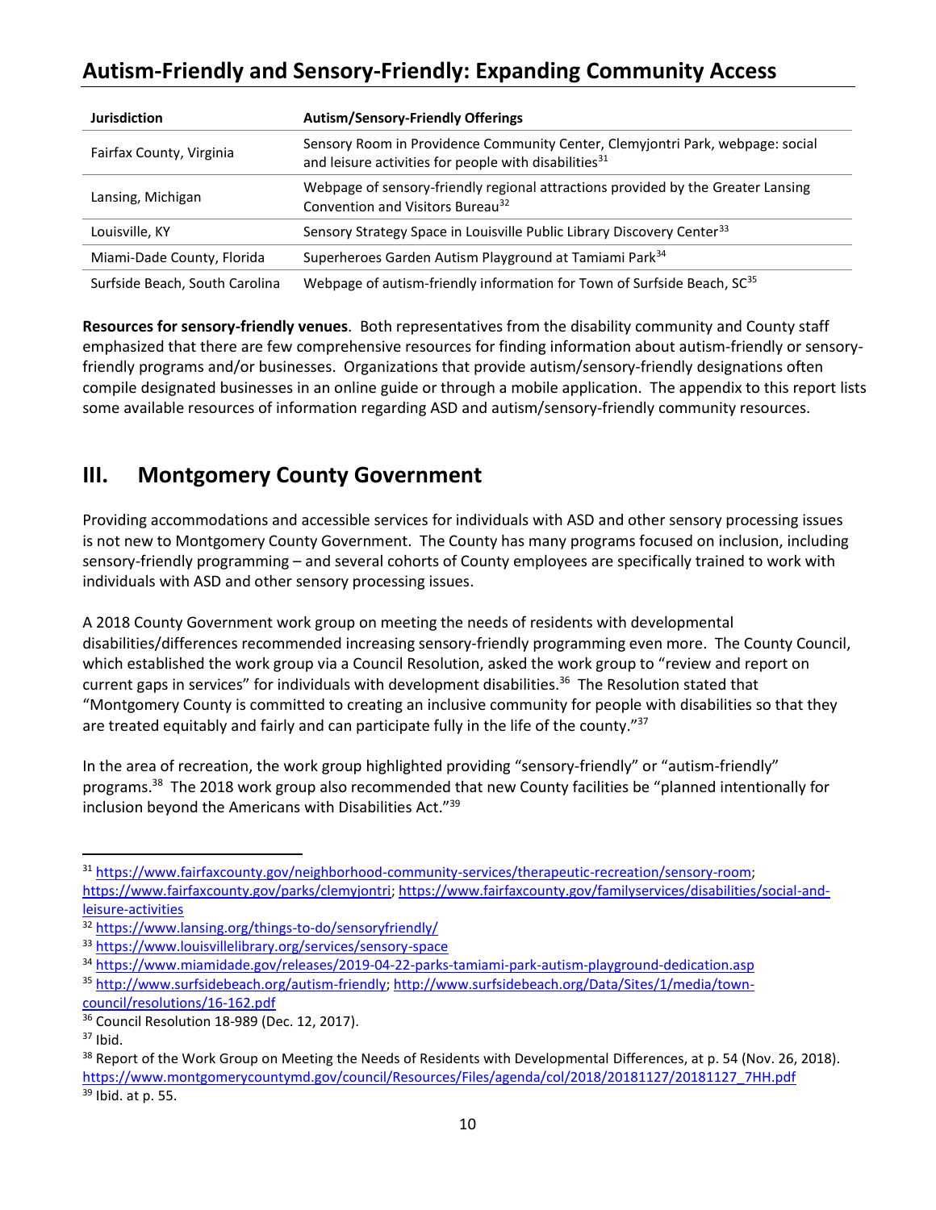## Autism-Friendly and Sensory-Friendly: Expanding Community Access

| Jurisdiction | Autism/Sensory-Friendly Offerings |
|---|---|
| Fairfax County, Virginia | Sensory Room in Providence Community Center, Clemyjontri Park, webpage: social and leisure activities for people with disabilities[31] |
| Lansing, Michigan | Webpage of sensory-friendly regional attractions provided by the Greater Lansing Convention and Visitors Bureau[32] |
| Louisville, KY | Sensory Strategy Space in Louisville Public Library Discovery Center[33] |
| Miami-Dade County, Florida | Superheroes Garden Autism Playground at Tamiami Park[34] |
| Surfside Beach, South Carolina | Webpage of autism-friendly information for Town of Surfside Beach, SC[35] |

**Resources for sensory-friendly venues**. Both representatives from the disability community and County staff emphasized that there are few comprehensive resources for finding information about autism-friendly or sensory-friendly programs and/or businesses. Organizations that provide autism/sensory-friendly designations often compile designated businesses in an online guide or through a mobile application. The appendix to this report lists some available resources of information regarding ASD and autism/sensory-friendly community resources.

# III. Montgomery County Government

Providing accommodations and accessible services for individuals with ASD and other sensory processing issues is not new to Montgomery County Government. The County has many programs focused on inclusion, including sensory-friendly programming – and several cohorts of County employees are specifically trained to work with individuals with ASD and other sensory processing issues.

A 2018 County Government work group on meeting the needs of residents with developmental disabilities/differences recommended increasing sensory-friendly programming even more. The County Council, which established the work group via a Council Resolution, asked the work group to "review and report on current gaps in services" for individuals with development disabilities.[36] The Resolution stated that "Montgomery County is committed to creating an inclusive community for people with disabilities so that they are treated equitably and fairly and can participate fully in the life of the county."[37]

In the area of recreation, the work group highlighted providing "sensory-friendly" or "autism-friendly" programs.[38] The 2018 work group also recommended that new County facilities be "planned intentionally for inclusion beyond the Americans with Disabilities Act."[39]

---

[31] https://www.fairfaxcounty.gov/neighborhood-community-services/therapeutic-recreation/sensory-room; https://www.fairfaxcounty.gov/parks/clemyjontri; https://www.fairfaxcounty.gov/familyservices/disabilities/social-and-leisure-activities

[32] https://www.lansing.org/things-to-do/sensoryfriendly/

[33] https://www.louisvillelibrary.org/services/sensory-space

[34] https://www.miamidade.gov/releases/2019-04-22-parks-tamiami-park-autism-playground-dedication.asp

[35] http://www.surfsidebeach.org/autism-friendly; http://www.surfsidebeach.org/Data/Sites/1/media/town-council/resolutions/16-162.pdf

[36] Council Resolution 18-989 (Dec. 12, 2017).

[37] Ibid.

[38] Report of the Work Group on Meeting the Needs of Residents with Developmental Differences, at p. 54 (Nov. 26, 2018). https://www.montgomerycountymd.gov/council/Resources/Files/agenda/col/2018/20181127/20181127_7HH.pdf

[39] Ibid. at p. 55.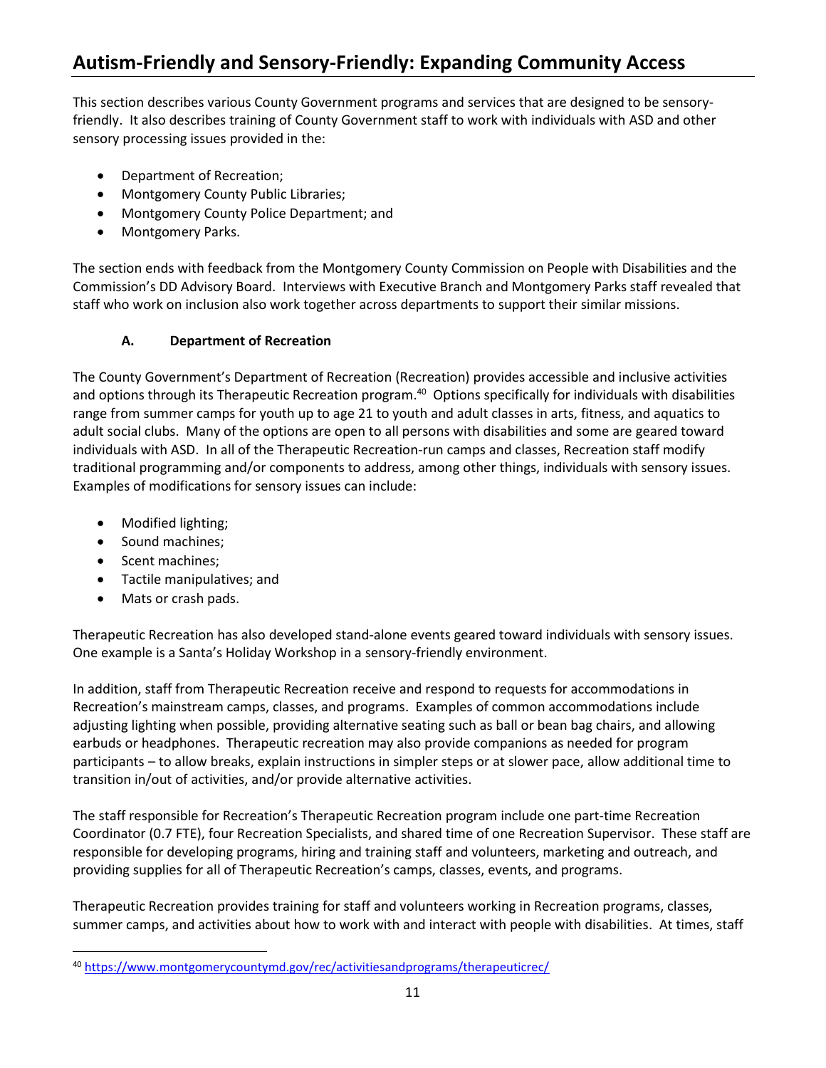## Autism-Friendly and Sensory-Friendly: Expanding Community Access

This section describes various County Government programs and services that are designed to be sensory-friendly. It also describes training of County Government staff to work with individuals with ASD and other sensory processing issues provided in the:

- Department of Recreation;
- Montgomery County Public Libraries;
- Montgomery County Police Department; and
- Montgomery Parks.

The section ends with feedback from the Montgomery County Commission on People with Disabilities and the Commission's DD Advisory Board. Interviews with Executive Branch and Montgomery Parks staff revealed that staff who work on inclusion also work together across departments to support their similar missions.

### A. Department of Recreation

The County Government's Department of Recreation (Recreation) provides accessible and inclusive activities and options through its Therapeutic Recreation program.[40] Options specifically for individuals with disabilities range from summer camps for youth up to age 21 to youth and adult classes in arts, fitness, and aquatics to adult social clubs. Many of the options are open to all persons with disabilities and some are geared toward individuals with ASD. In all of the Therapeutic Recreation-run camps and classes, Recreation staff modify traditional programming and/or components to address, among other things, individuals with sensory issues. Examples of modifications for sensory issues can include:

- Modified lighting;
- Sound machines;
- Scent machines;
- Tactile manipulatives; and
- Mats or crash pads.

Therapeutic Recreation has also developed stand-alone events geared toward individuals with sensory issues. One example is a Santa's Holiday Workshop in a sensory-friendly environment.

In addition, staff from Therapeutic Recreation receive and respond to requests for accommodations in Recreation's mainstream camps, classes, and programs. Examples of common accommodations include adjusting lighting when possible, providing alternative seating such as ball or bean bag chairs, and allowing earbuds or headphones. Therapeutic recreation may also provide companions as needed for program participants – to allow breaks, explain instructions in simpler steps or at slower pace, allow additional time to transition in/out of activities, and/or provide alternative activities.

The staff responsible for Recreation's Therapeutic Recreation program include one part-time Recreation Coordinator (0.7 FTE), four Recreation Specialists, and shared time of one Recreation Supervisor. These staff are responsible for developing programs, hiring and training staff and volunteers, marketing and outreach, and providing supplies for all of Therapeutic Recreation's camps, classes, events, and programs.

Therapeutic Recreation provides training for staff and volunteers working in Recreation programs, classes, summer camps, and activities about how to work with and interact with people with disabilities. At times, staff

[40] https://www.montgomerycountymd.gov/rec/activitiesandprograms/therapeuticrec/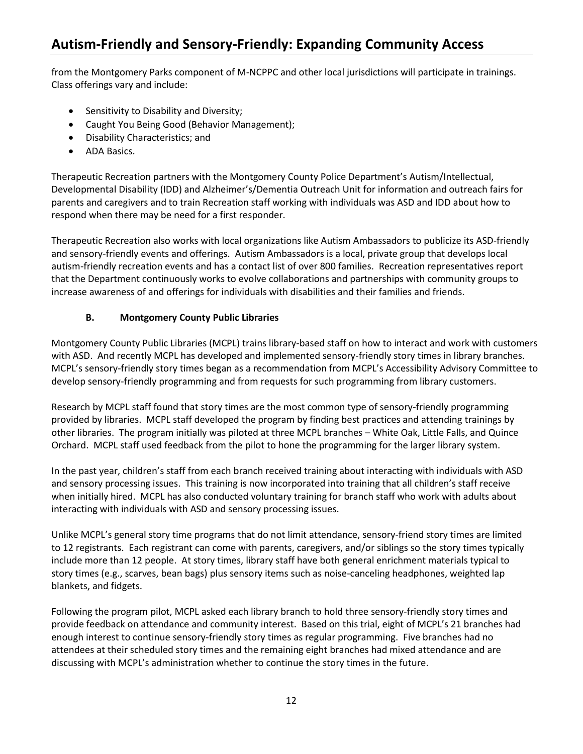from the Montgomery Parks component of M-NCPPC and other local jurisdictions will participate in trainings. Class offerings vary and include:

- Sensitivity to Disability and Diversity;
- Caught You Being Good (Behavior Management);
- Disability Characteristics; and
- ADA Basics.

Therapeutic Recreation partners with the Montgomery County Police Department's Autism/Intellectual, Developmental Disability (IDD) and Alzheimer's/Dementia Outreach Unit for information and outreach fairs for parents and caregivers and to train Recreation staff working with individuals was ASD and IDD about how to respond when there may be need for a first responder.

Therapeutic Recreation also works with local organizations like Autism Ambassadors to publicize its ASD-friendly and sensory-friendly events and offerings. Autism Ambassadors is a local, private group that develops local autism-friendly recreation events and has a contact list of over 800 families. Recreation representatives report that the Department continuously works to evolve collaborations and partnerships with community groups to increase awareness of and offerings for individuals with disabilities and their families and friends.

### B. Montgomery County Public Libraries

Montgomery County Public Libraries (MCPL) trains library-based staff on how to interact and work with customers with ASD. And recently MCPL has developed and implemented sensory-friendly story times in library branches. MCPL's sensory-friendly story times began as a recommendation from MCPL's Accessibility Advisory Committee to develop sensory-friendly programming and from requests for such programming from library customers.

Research by MCPL staff found that story times are the most common type of sensory-friendly programming provided by libraries. MCPL staff developed the program by finding best practices and attending trainings by other libraries. The program initially was piloted at three MCPL branches – White Oak, Little Falls, and Quince Orchard. MCPL staff used feedback from the pilot to hone the programming for the larger library system.

In the past year, children's staff from each branch received training about interacting with individuals with ASD and sensory processing issues. This training is now incorporated into training that all children's staff receive when initially hired. MCPL has also conducted voluntary training for branch staff who work with adults about interacting with individuals with ASD and sensory processing issues.

Unlike MCPL's general story time programs that do not limit attendance, sensory-friend story times are limited to 12 registrants. Each registrant can come with parents, caregivers, and/or siblings so the story times typically include more than 12 people. At story times, library staff have both general enrichment materials typical to story times (e.g., scarves, bean bags) plus sensory items such as noise-canceling headphones, weighted lap blankets, and fidgets.

Following the program pilot, MCPL asked each library branch to hold three sensory-friendly story times and provide feedback on attendance and community interest. Based on this trial, eight of MCPL's 21 branches had enough interest to continue sensory-friendly story times as regular programming. Five branches had no attendees at their scheduled story times and the remaining eight branches had mixed attendance and are discussing with MCPL's administration whether to continue the story times in the future.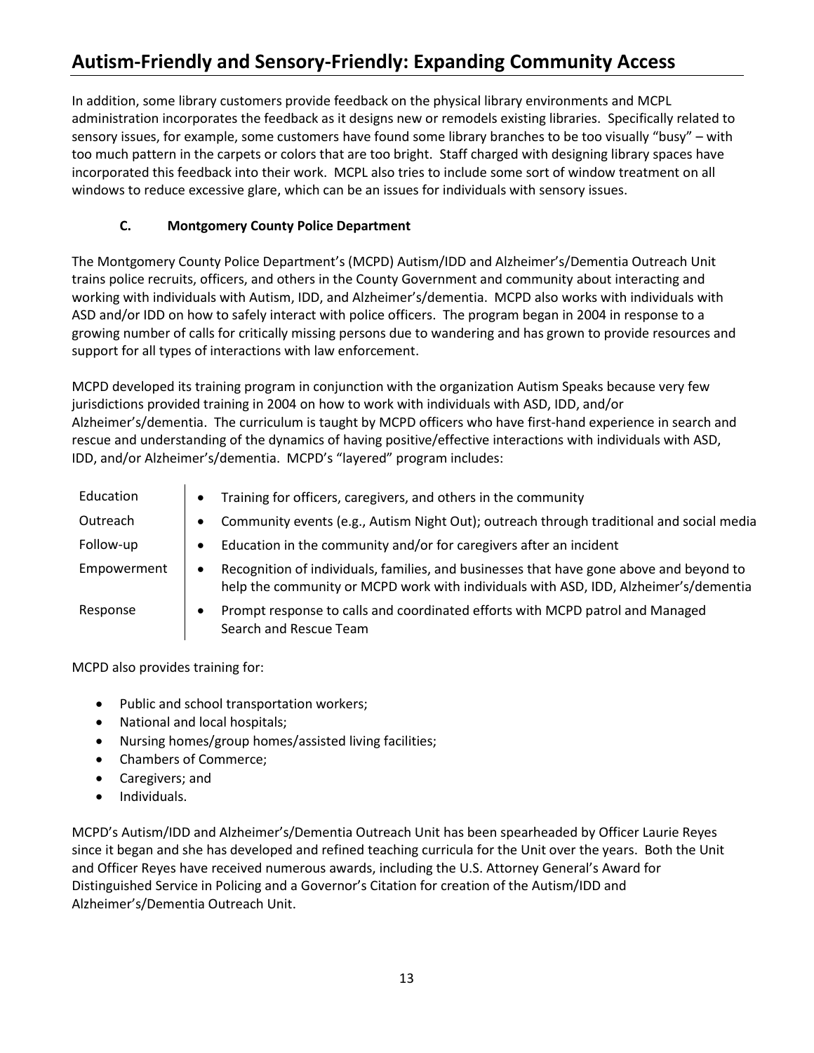# Autism-Friendly and Sensory-Friendly: Expanding Community Access

In addition, some library customers provide feedback on the physical library environments and MCPL administration incorporates the feedback as it designs new or remodels existing libraries. Specifically related to sensory issues, for example, some customers have found some library branches to be too visually "busy" – with too much pattern in the carpets or colors that are too bright. Staff charged with designing library spaces have incorporated this feedback into their work. MCPL also tries to include some sort of window treatment on all windows to reduce excessive glare, which can be an issues for individuals with sensory issues.

### C. Montgomery County Police Department

The Montgomery County Police Department's (MCPD) Autism/IDD and Alzheimer's/Dementia Outreach Unit trains police recruits, officers, and others in the County Government and community about interacting and working with individuals with Autism, IDD, and Alzheimer's/dementia. MCPD also works with individuals with ASD and/or IDD on how to safely interact with police officers. The program began in 2004 in response to a growing number of calls for critically missing persons due to wandering and has grown to provide resources and support for all types of interactions with law enforcement.

MCPD developed its training program in conjunction with the organization Autism Speaks because very few jurisdictions provided training in 2004 on how to work with individuals with ASD, IDD, and/or Alzheimer's/dementia. The curriculum is taught by MCPD officers who have first-hand experience in search and rescue and understanding of the dynamics of having positive/effective interactions with individuals with ASD, IDD, and/or Alzheimer's/dementia. MCPD's "layered" program includes:

| | |
|---|---|
| Education | • Training for officers, caregivers, and others in the community |
| Outreach | • Community events (e.g., Autism Night Out); outreach through traditional and social media |
| Follow-up | • Education in the community and/or for caregivers after an incident |
| Empowerment | • Recognition of individuals, families, and businesses that have gone above and beyond to help the community or MCPD work with individuals with ASD, IDD, Alzheimer's/dementia |
| Response | • Prompt response to calls and coordinated efforts with MCPD patrol and Managed Search and Rescue Team |

MCPD also provides training for:

- Public and school transportation workers;
- National and local hospitals;
- Nursing homes/group homes/assisted living facilities;
- Chambers of Commerce;
- Caregivers; and
- Individuals.

MCPD's Autism/IDD and Alzheimer's/Dementia Outreach Unit has been spearheaded by Officer Laurie Reyes since it began and she has developed and refined teaching curricula for the Unit over the years. Both the Unit and Officer Reyes have received numerous awards, including the U.S. Attorney General's Award for Distinguished Service in Policing and a Governor's Citation for creation of the Autism/IDD and Alzheimer's/Dementia Outreach Unit.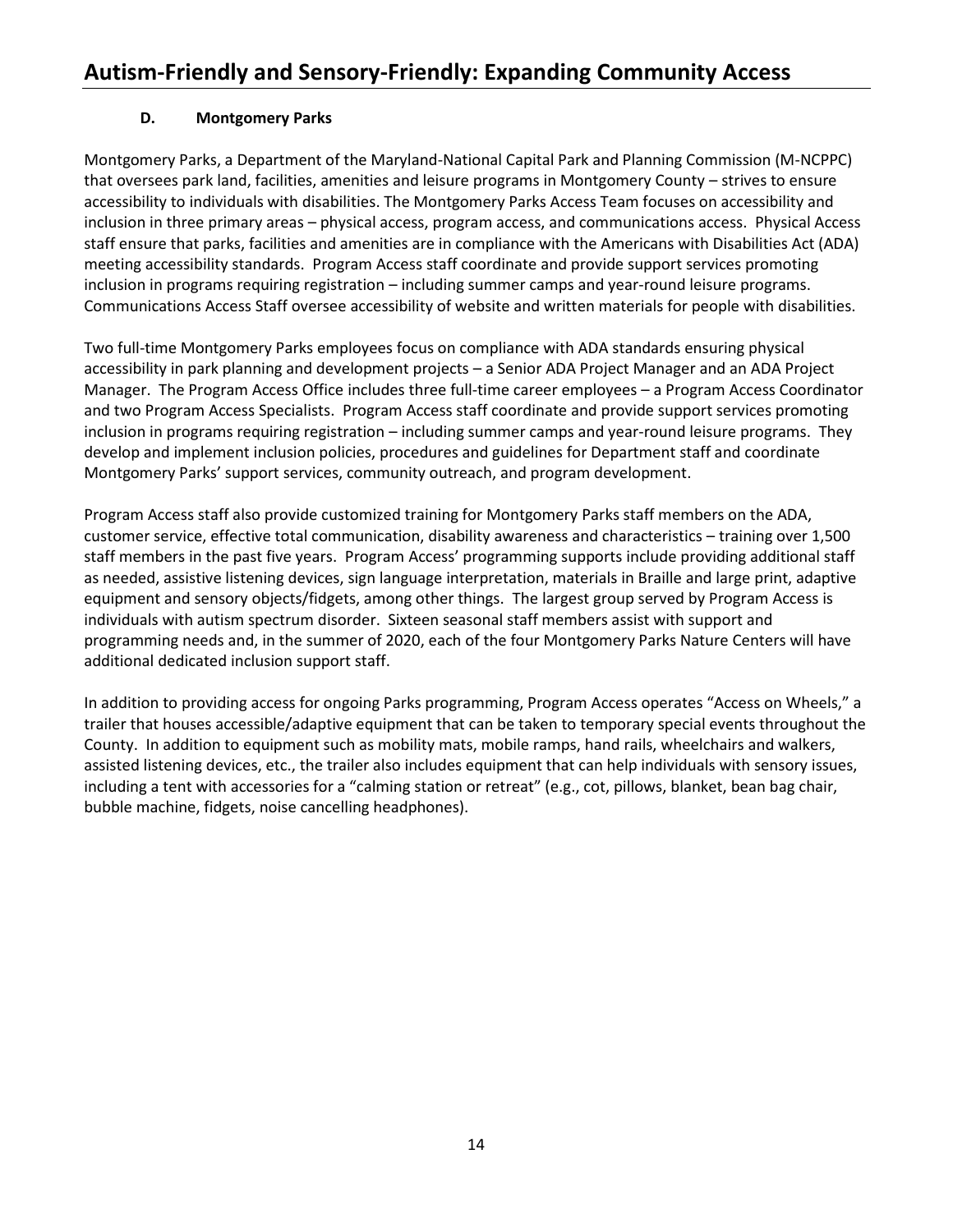### D. Montgomery Parks

Montgomery Parks, a Department of the Maryland-National Capital Park and Planning Commission (M-NCPPC) that oversees park land, facilities, amenities and leisure programs in Montgomery County – strives to ensure accessibility to individuals with disabilities. The Montgomery Parks Access Team focuses on accessibility and inclusion in three primary areas – physical access, program access, and communications access. Physical Access staff ensure that parks, facilities and amenities are in compliance with the Americans with Disabilities Act (ADA) meeting accessibility standards. Program Access staff coordinate and provide support services promoting inclusion in programs requiring registration – including summer camps and year-round leisure programs. Communications Access Staff oversee accessibility of website and written materials for people with disabilities.

Two full-time Montgomery Parks employees focus on compliance with ADA standards ensuring physical accessibility in park planning and development projects – a Senior ADA Project Manager and an ADA Project Manager. The Program Access Office includes three full-time career employees – a Program Access Coordinator and two Program Access Specialists. Program Access staff coordinate and provide support services promoting inclusion in programs requiring registration – including summer camps and year-round leisure programs. They develop and implement inclusion policies, procedures and guidelines for Department staff and coordinate Montgomery Parks' support services, community outreach, and program development.

Program Access staff also provide customized training for Montgomery Parks staff members on the ADA, customer service, effective total communication, disability awareness and characteristics – training over 1,500 staff members in the past five years. Program Access' programming supports include providing additional staff as needed, assistive listening devices, sign language interpretation, materials in Braille and large print, adaptive equipment and sensory objects/fidgets, among other things. The largest group served by Program Access is individuals with autism spectrum disorder. Sixteen seasonal staff members assist with support and programming needs and, in the summer of 2020, each of the four Montgomery Parks Nature Centers will have additional dedicated inclusion support staff.

In addition to providing access for ongoing Parks programming, Program Access operates "Access on Wheels," a trailer that houses accessible/adaptive equipment that can be taken to temporary special events throughout the County. In addition to equipment such as mobility mats, mobile ramps, hand rails, wheelchairs and walkers, assisted listening devices, etc., the trailer also includes equipment that can help individuals with sensory issues, including a tent with accessories for a "calming station or retreat" (e.g., cot, pillows, blanket, bean bag chair, bubble machine, fidgets, noise cancelling headphones).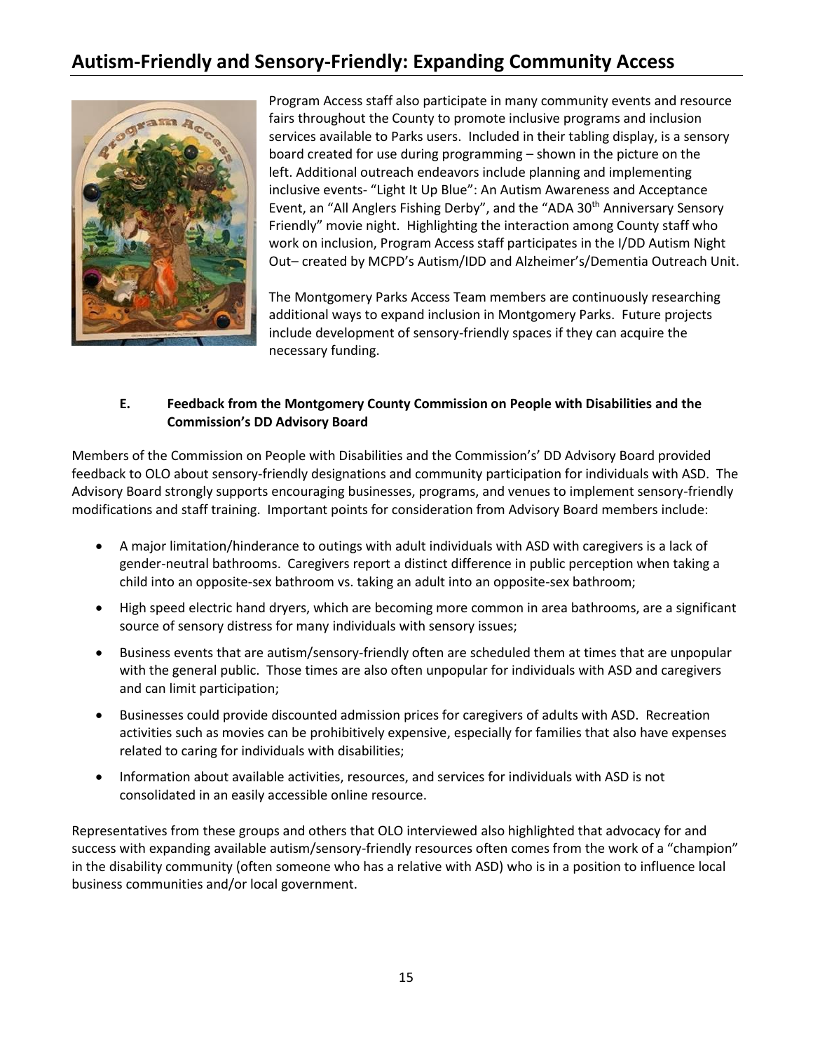## Autism-Friendly and Sensory-Friendly: Expanding Community Access

Program Access staff also participate in many community events and resource fairs throughout the County to promote inclusive programs and inclusion services available to Parks users. Included in their tabling display, is a sensory board created for use during programming – shown in the picture on the left. Additional outreach endeavors include planning and implementing inclusive events- "Light It Up Blue": An Autism Awareness and Acceptance Event, an "All Anglers Fishing Derby", and the "ADA 30th Anniversary Sensory Friendly" movie night. Highlighting the interaction among County staff who work on inclusion, Program Access staff participates in the I/DD Autism Night Out– created by MCPD's Autism/IDD and Alzheimer's/Dementia Outreach Unit.

The Montgomery Parks Access Team members are continuously researching additional ways to expand inclusion in Montgomery Parks. Future projects include development of sensory-friendly spaces if they can acquire the necessary funding.

### E. Feedback from the Montgomery County Commission on People with Disabilities and the Commission's DD Advisory Board

Members of the Commission on People with Disabilities and the Commission's' DD Advisory Board provided feedback to OLO about sensory-friendly designations and community participation for individuals with ASD. The Advisory Board strongly supports encouraging businesses, programs, and venues to implement sensory-friendly modifications and staff training. Important points for consideration from Advisory Board members include:

- A major limitation/hinderance to outings with adult individuals with ASD with caregivers is a lack of gender-neutral bathrooms. Caregivers report a distinct difference in public perception when taking a child into an opposite-sex bathroom vs. taking an adult into an opposite-sex bathroom;
- High speed electric hand dryers, which are becoming more common in area bathrooms, are a significant source of sensory distress for many individuals with sensory issues;
- Business events that are autism/sensory-friendly often are scheduled them at times that are unpopular with the general public. Those times are also often unpopular for individuals with ASD and caregivers and can limit participation;
- Businesses could provide discounted admission prices for caregivers of adults with ASD. Recreation activities such as movies can be prohibitively expensive, especially for families that also have expenses related to caring for individuals with disabilities;
- Information about available activities, resources, and services for individuals with ASD is not consolidated in an easily accessible online resource.

Representatives from these groups and others that OLO interviewed also highlighted that advocacy for and success with expanding available autism/sensory-friendly resources often comes from the work of a "champion" in the disability community (often someone who has a relative with ASD) who is in a position to influence local business communities and/or local government.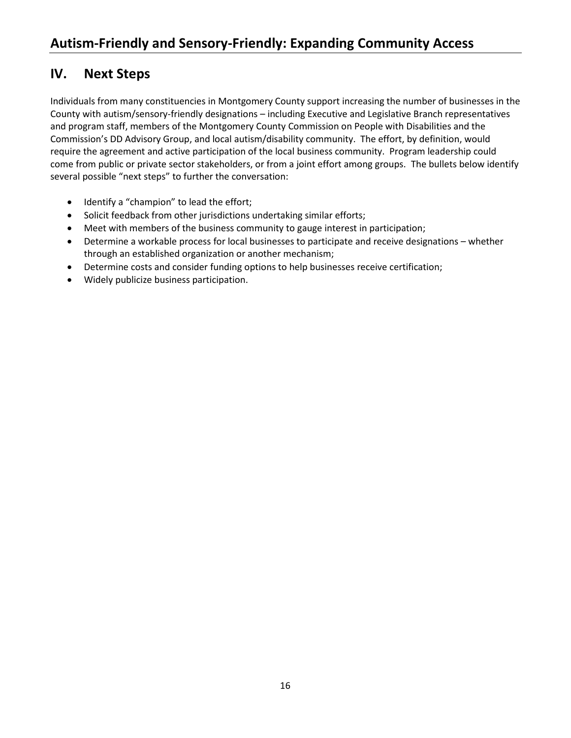## IV. Next Steps

Individuals from many constituencies in Montgomery County support increasing the number of businesses in the County with autism/sensory-friendly designations – including Executive and Legislative Branch representatives and program staff, members of the Montgomery County Commission on People with Disabilities and the Commission's DD Advisory Group, and local autism/disability community. The effort, by definition, would require the agreement and active participation of the local business community. Program leadership could come from public or private sector stakeholders, or from a joint effort among groups. The bullets below identify several possible "next steps" to further the conversation:

- Identify a "champion" to lead the effort;
- Solicit feedback from other jurisdictions undertaking similar efforts;
- Meet with members of the business community to gauge interest in participation;
- Determine a workable process for local businesses to participate and receive designations – whether through an established organization or another mechanism;
- Determine costs and consider funding options to help businesses receive certification;
- Widely publicize business participation.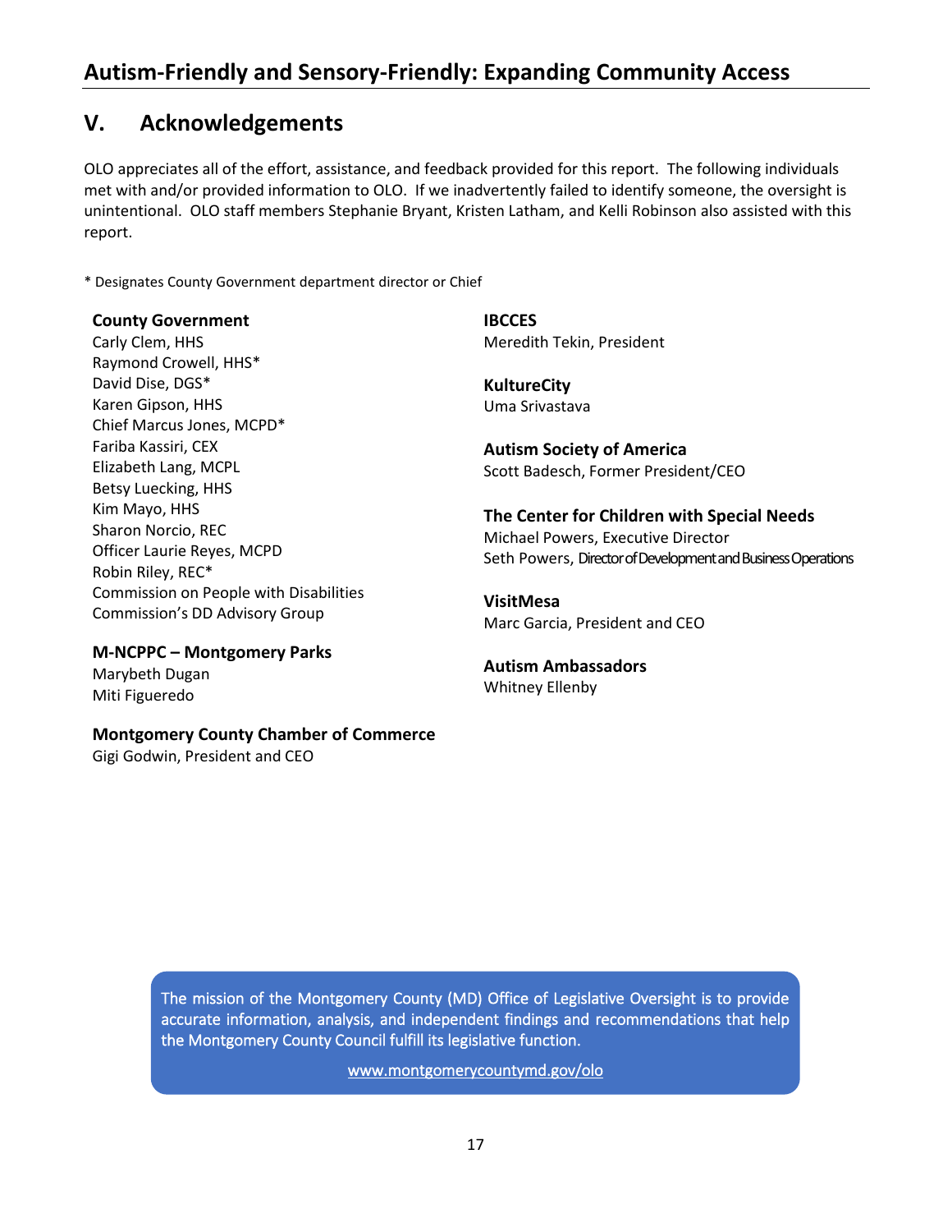## V. Acknowledgements

OLO appreciates all of the effort, assistance, and feedback provided for this report. The following individuals met with and/or provided information to OLO. If we inadvertently failed to identify someone, the oversight is unintentional. OLO staff members Stephanie Bryant, Kristen Latham, and Kelli Robinson also assisted with this report.

* Designates County Government department director or Chief

**County Government**
Carly Clem, HHS
Raymond Crowell, HHS*
David Dise, DGS*
Karen Gipson, HHS
Chief Marcus Jones, MCPD*
Fariba Kassiri, CEX
Elizabeth Lang, MCPL
Betsy Luecking, HHS
Kim Mayo, HHS
Sharon Norcio, REC
Officer Laurie Reyes, MCPD
Robin Riley, REC*
Commission on People with Disabilities
Commission's DD Advisory Group

**M-NCPPC – Montgomery Parks**
Marybeth Dugan
Miti Figueredo

**Montgomery County Chamber of Commerce**
Gigi Godwin, President and CEO

**IBCCES**
Meredith Tekin, President

**KultureCity**
Uma Srivastava

**Autism Society of America**
Scott Badesch, Former President/CEO

**The Center for Children with Special Needs**
Michael Powers, Executive Director
Seth Powers, Director of Development and Business Operations

**VisitMesa**
Marc Garcia, President and CEO

**Autism Ambassadors**
Whitney Ellenby

The mission of the Montgomery County (MD) Office of Legislative Oversight is to provide accurate information, analysis, and independent findings and recommendations that help the Montgomery County Council fulfill its legislative function.

www.montgomerycountymd.gov/olo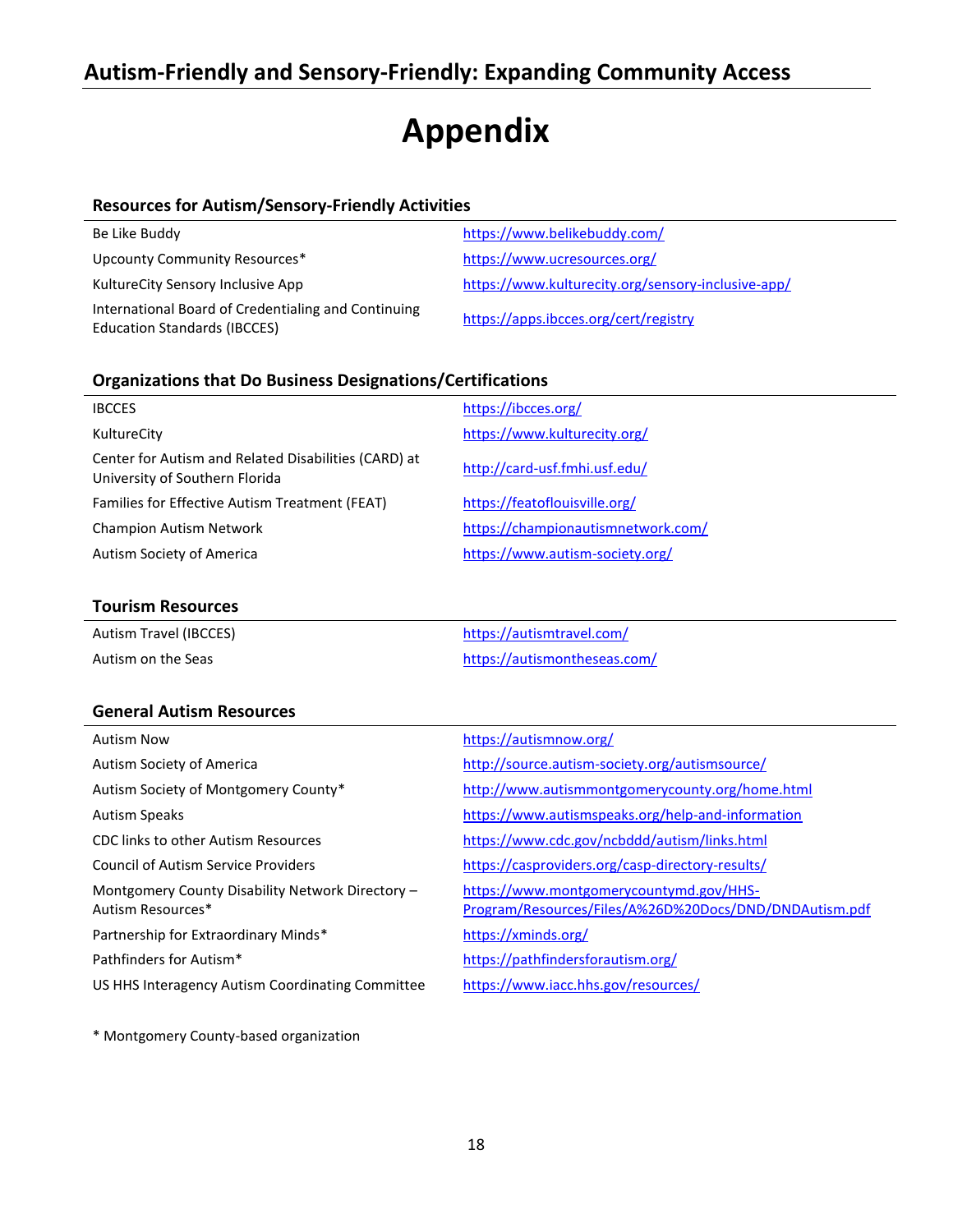Autism-Friendly and Sensory-Friendly: Expanding Community Access

# Appendix

### Resources for Autism/Sensory-Friendly Activities

| | |
|---|---|
| Be Like Buddy | https://www.belikebuddy.com/ |
| Upcounty Community Resources* | https://www.ucresources.org/ |
| KultureCity Sensory Inclusive App | https://www.kulturecity.org/sensory-inclusive-app/ |
| International Board of Credentialing and Continuing Education Standards (IBCCES) | https://apps.ibcces.org/cert/registry |

### Organizations that Do Business Designations/Certifications

| | |
|---|---|
| IBCCES | https://ibcces.org/ |
| KultureCity | https://www.kulturecity.org/ |
| Center for Autism and Related Disabilities (CARD) at University of Southern Florida | http://card-usf.fmhi.usf.edu/ |
| Families for Effective Autism Treatment (FEAT) | https://featoflouisville.org/ |
| Champion Autism Network | https://championautismnetwork.com/ |
| Autism Society of America | https://www.autism-society.org/ |

### Tourism Resources

| | |
|---|---|
| Autism Travel (IBCCES) | https://autismtravel.com/ |
| Autism on the Seas | https://autismontheseas.com/ |

### General Autism Resources

| | |
|---|---|
| Autism Now | https://autismnow.org/ |
| Autism Society of America | http://source.autism-society.org/autismsource/ |
| Autism Society of Montgomery County* | http://www.autismmontgomerycounty.org/home.html |
| Autism Speaks | https://www.autismspeaks.org/help-and-information |
| CDC links to other Autism Resources | https://www.cdc.gov/ncbddd/autism/links.html |
| Council of Autism Service Providers | https://casproviders.org/casp-directory-results/ |
| Montgomery County Disability Network Directory – Autism Resources* | https://www.montgomerycountymd.gov/HHS-Program/Resources/Files/A%26D%20Docs/DND/DNDAutism.pdf |
| Partnership for Extraordinary Minds* | https://xminds.org/ |
| Pathfinders for Autism* | https://pathfindersforautism.org/ |
| US HHS Interagency Autism Coordinating Committee | https://www.iacc.hhs.gov/resources/ |

* Montgomery County-based organization